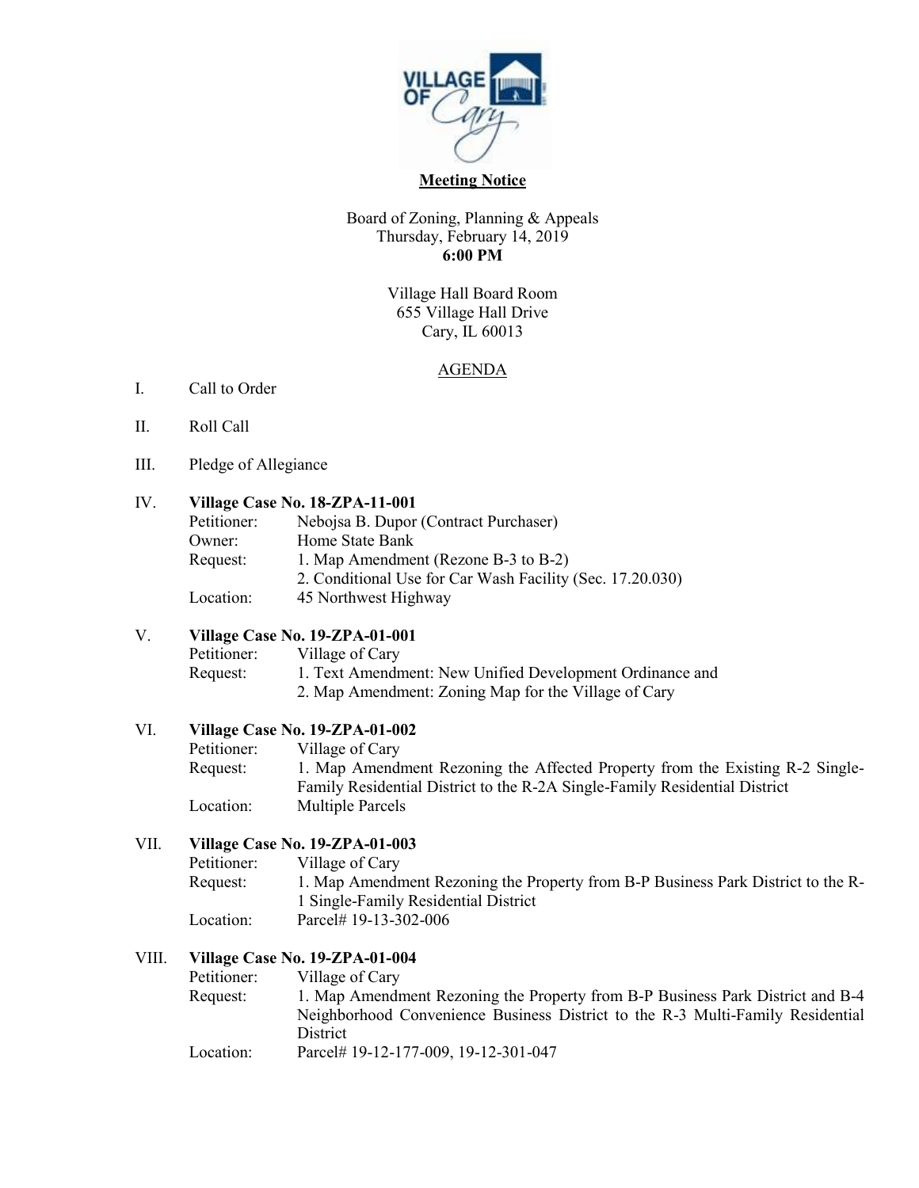**Meeting Notice**

Board of Zoning, Planning & Appeals
Thursday, February 14, 2019
**6:00 PM**

Village Hall Board Room
655 Village Hall Drive
Cary, IL 60013

AGENDA

I. Call to Order

II. Roll Call

III. Pledge of Allegiance

IV. **Village Case No. 18-ZPA-11-001**

Petitioner: Nebojsa B. Dupor (Contract Purchaser)
Owner: Home State Bank
Request: 1. Map Amendment (Rezone B-3 to B-2)
2. Conditional Use for Car Wash Facility (Sec. 17.20.030)
Location: 45 Northwest Highway

V. **Village Case No. 19-ZPA-01-001**

Petitioner: Village of Cary
Request: 1. Text Amendment: New Unified Development Ordinance and
2. Map Amendment: Zoning Map for the Village of Cary

VI. **Village Case No. 19-ZPA-01-002**

Petitioner: Village of Cary
Request: 1. Map Amendment Rezoning the Affected Property from the Existing R-2 Single-Family Residential District to the R-2A Single-Family Residential District
Location: Multiple Parcels

VII. **Village Case No. 19-ZPA-01-003**

Petitioner: Village of Cary
Request: 1. Map Amendment Rezoning the Property from B-P Business Park District to the R-1 Single-Family Residential District
Location: Parcel# 19-13-302-006

VIII. **Village Case No. 19-ZPA-01-004**

Petitioner: Village of Cary
Request: 1. Map Amendment Rezoning the Property from B-P Business Park District and B-4 Neighborhood Convenience Business District to the R-3 Multi-Family Residential District
Location: Parcel# 19-12-177-009, 19-12-301-047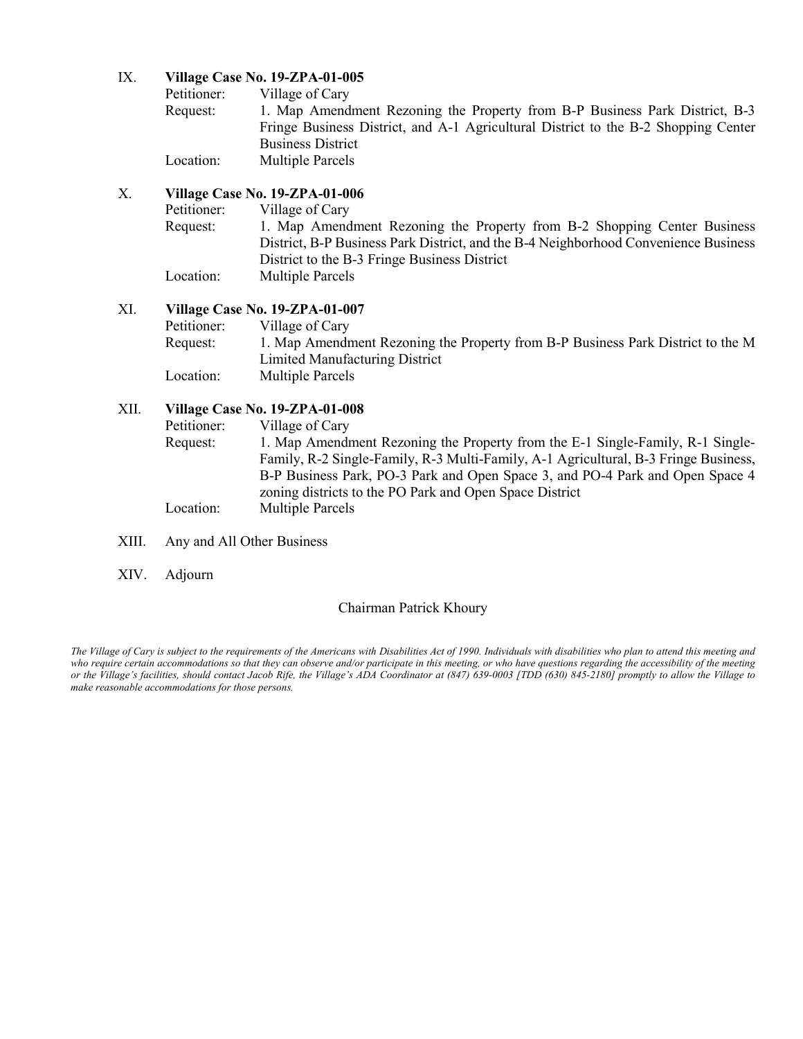IX. **Village Case No. 19-ZPA-01-005**

Petitioner: Village of Cary

Request: 1. Map Amendment Rezoning the Property from B-P Business Park District, B-3 Fringe Business District, and A-1 Agricultural District to the B-2 Shopping Center Business District

Location: Multiple Parcels

X. **Village Case No. 19-ZPA-01-006**

Petitioner: Village of Cary

Request: 1. Map Amendment Rezoning the Property from B-2 Shopping Center Business District, B-P Business Park District, and the B-4 Neighborhood Convenience Business District to the B-3 Fringe Business District

Location: Multiple Parcels

XI. **Village Case No. 19-ZPA-01-007**

Petitioner: Village of Cary

Request: 1. Map Amendment Rezoning the Property from B-P Business Park District to the M Limited Manufacturing District

Location: Multiple Parcels

XII. **Village Case No. 19-ZPA-01-008**

Petitioner: Village of Cary

Request: 1. Map Amendment Rezoning the Property from the E-1 Single-Family, R-1 Single-Family, R-2 Single-Family, R-3 Multi-Family, A-1 Agricultural, B-3 Fringe Business, B-P Business Park, PO-3 Park and Open Space 3, and PO-4 Park and Open Space 4 zoning districts to the PO Park and Open Space District

Location: Multiple Parcels

XIII. Any and All Other Business

XIV. Adjourn

Chairman Patrick Khoury

*The Village of Cary is subject to the requirements of the Americans with Disabilities Act of 1990. Individuals with disabilities who plan to attend this meeting and who require certain accommodations so that they can observe and/or participate in this meeting, or who have questions regarding the accessibility of the meeting or the Village's facilities, should contact Jacob Rife, the Village's ADA Coordinator at (847) 639-0003 [TDD (630) 845-2180] promptly to allow the Village to make reasonable accommodations for those persons.*